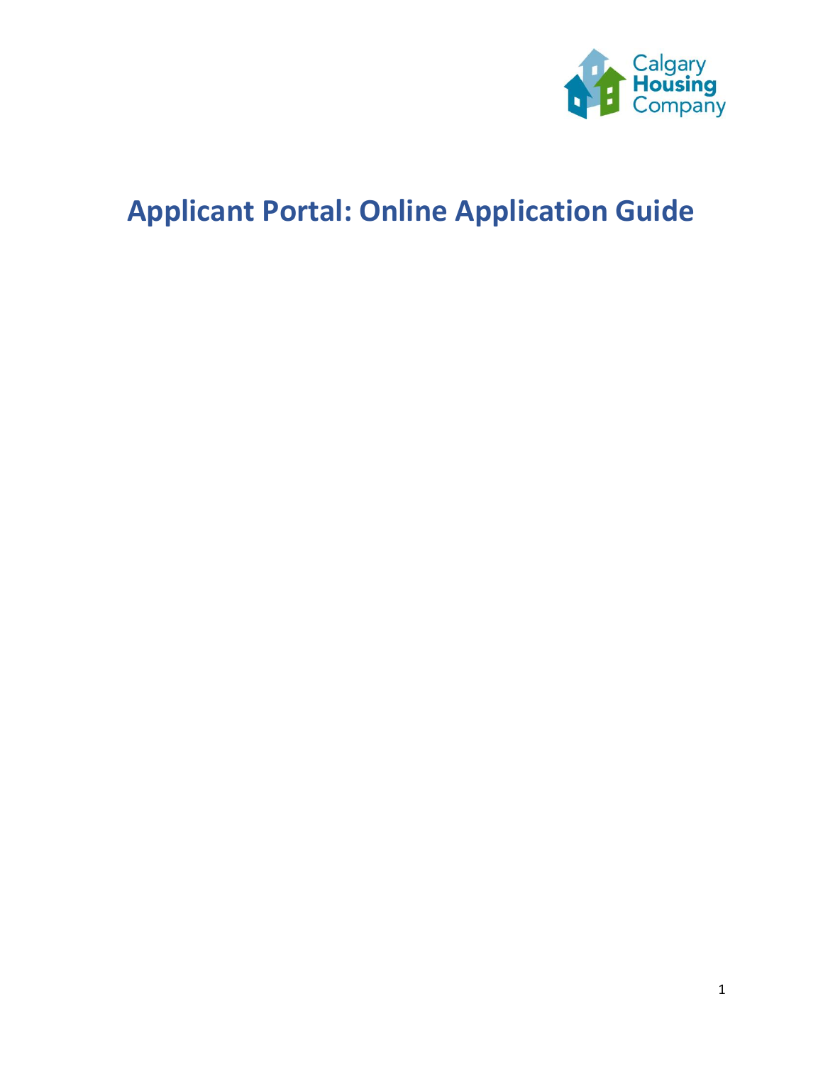Calgary Housing Company

# Applicant Portal: Online Application Guide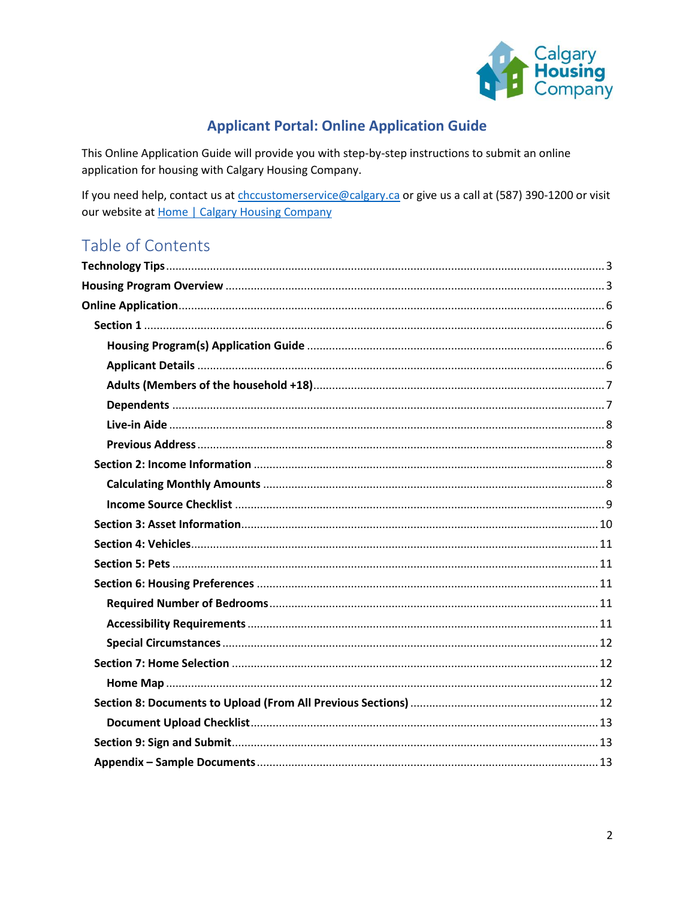# Applicant Portal: Online Application Guide

This Online Application Guide will provide you with step-by-step instructions to submit an online application for housing with Calgary Housing Company.

If you need help, contact us at [chccustomerservice@calgary.ca](mailto:chccustomerservice@calgary.ca) or give us a call at (587) 390-1200 or visit our website at [Home | Calgary Housing Company]()

## Table of Contents

**Technology Tips** .......... 3
**Housing Program Overview** .......... 3
**Online Application** .......... 6
- **Section 1** .......... 6
  - **Housing Program(s) Application Guide** .......... 6
  - **Applicant Details** .......... 6
  - **Adults (Members of the household +18)** .......... 7
  - **Dependents** .......... 7
  - **Live-in Aide** .......... 8
  - **Previous Address** .......... 8
- **Section 2: Income Information** .......... 8
  - **Calculating Monthly Amounts** .......... 8
  - **Income Source Checklist** .......... 9
- **Section 3: Asset Information** .......... 10
- **Section 4: Vehicles** .......... 11
- **Section 5: Pets** .......... 11
- **Section 6: Housing Preferences** .......... 11
  - **Required Number of Bedrooms** .......... 11
  - **Accessibility Requirements** .......... 11
  - **Special Circumstances** .......... 12
- **Section 7: Home Selection** .......... 12
  - **Home Map** .......... 12
- **Section 8: Documents to Upload (From All Previous Sections)** .......... 12
  - **Document Upload Checklist** .......... 13
- **Section 9: Sign and Submit** .......... 13
- **Appendix – Sample Documents** .......... 13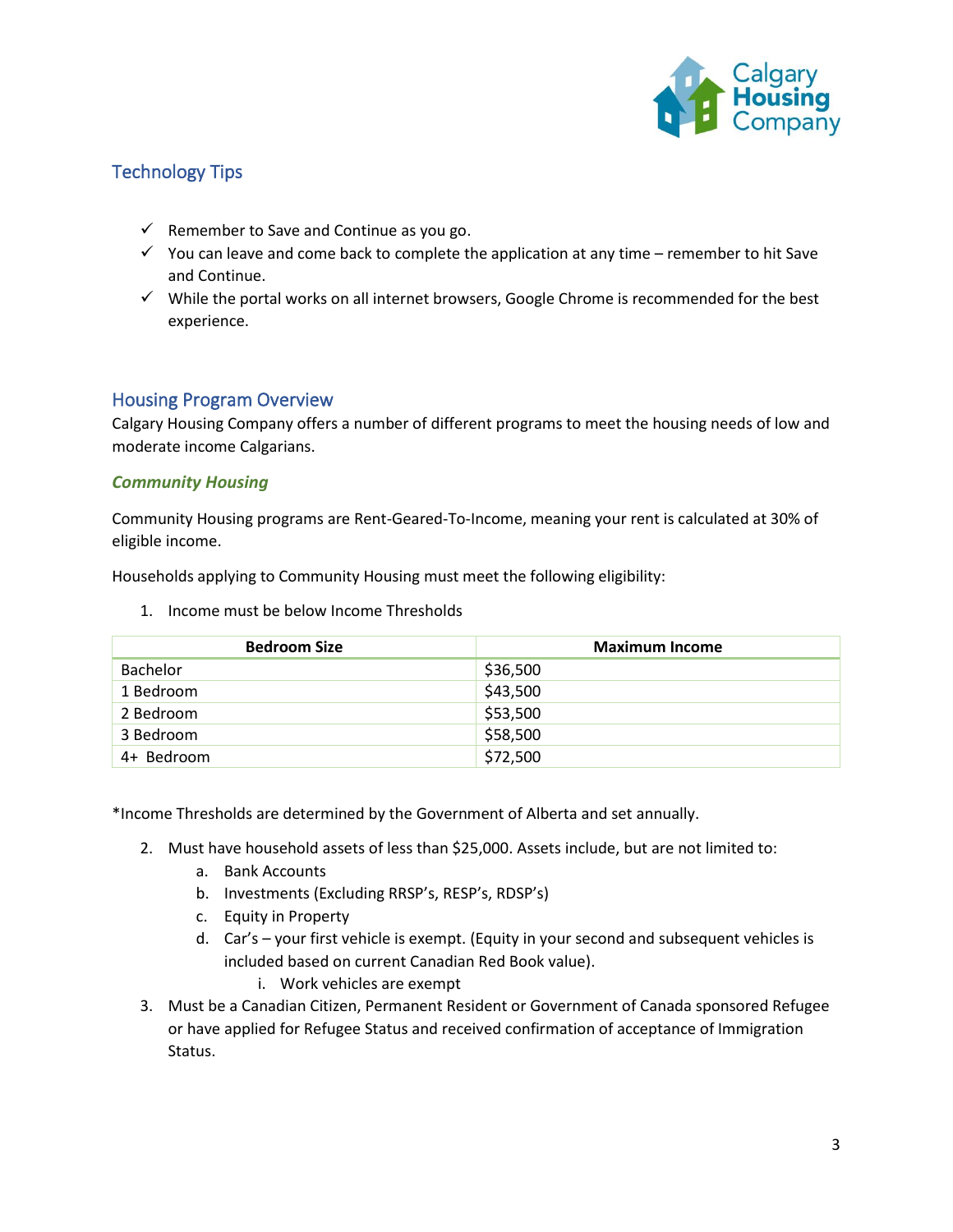## Technology Tips

- ✓ Remember to Save and Continue as you go.
- ✓ You can leave and come back to complete the application at any time – remember to hit Save and Continue.
- ✓ While the portal works on all internet browsers, Google Chrome is recommended for the best experience.

## Housing Program Overview

Calgary Housing Company offers a number of different programs to meet the housing needs of low and moderate income Calgarians.

### ***Community Housing***

Community Housing programs are Rent-Geared-To-Income, meaning your rent is calculated at 30% of eligible income.

Households applying to Community Housing must meet the following eligibility:

1. Income must be below Income Thresholds

| Bedroom Size | Maximum Income |
| --- | --- |
| Bachelor | $36,500 |
| 1 Bedroom | $43,500 |
| 2 Bedroom | $53,500 |
| 3 Bedroom | $58,500 |
| 4+ Bedroom | $72,500 |

*Income Thresholds are determined by the Government of Alberta and set annually.

2. Must have household assets of less than $25,000. Assets include, but are not limited to:
   a. Bank Accounts
   b. Investments (Excluding RRSP's, RESP's, RDSP's)
   c. Equity in Property
   d. Car's – your first vehicle is exempt. (Equity in your second and subsequent vehicles is included based on current Canadian Red Book value).
      i. Work vehicles are exempt
3. Must be a Canadian Citizen, Permanent Resident or Government of Canada sponsored Refugee or have applied for Refugee Status and received confirmation of acceptance of Immigration Status.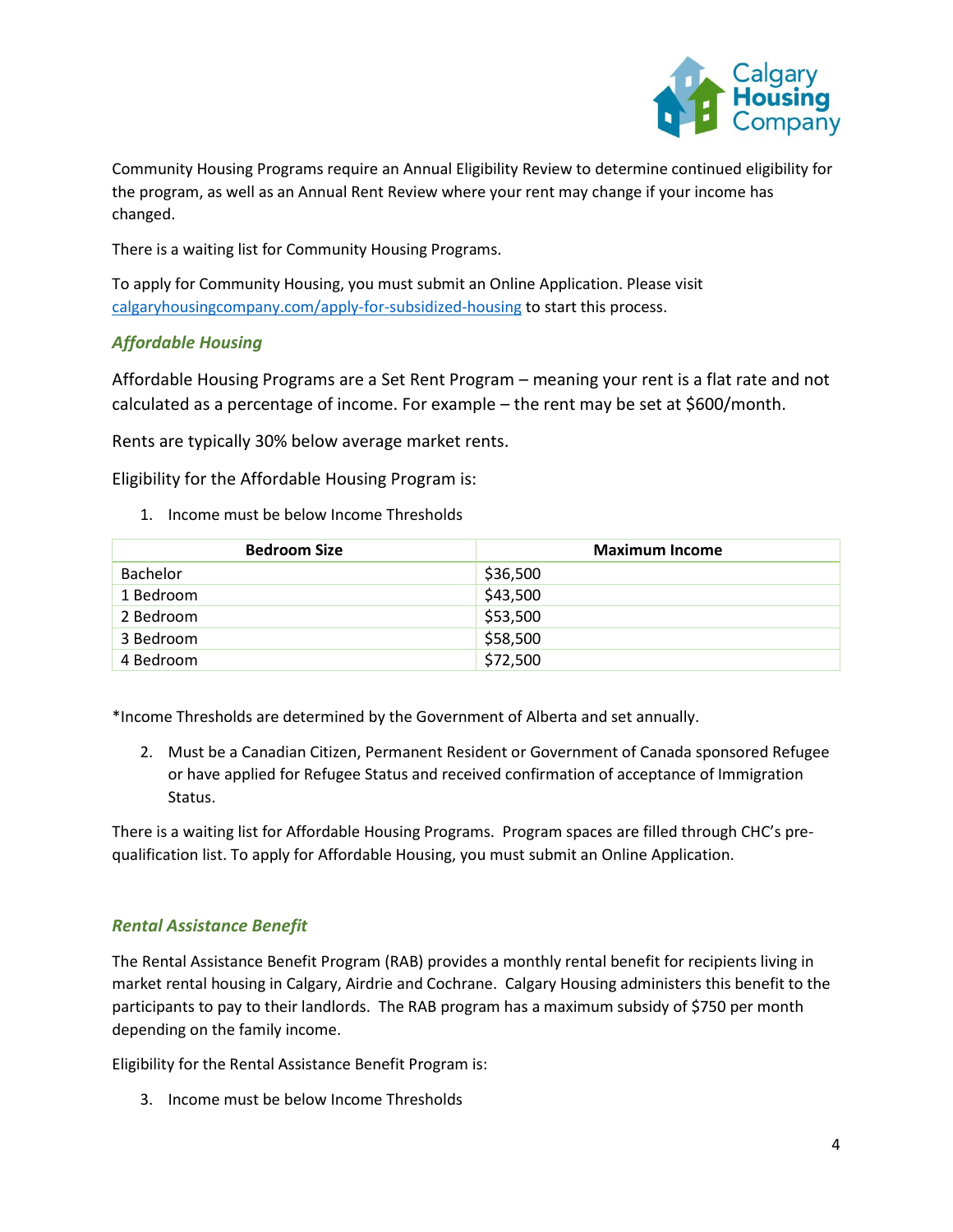Community Housing Programs require an Annual Eligibility Review to determine continued eligibility for the program, as well as an Annual Rent Review where your rent may change if your income has changed.

There is a waiting list for Community Housing Programs.

To apply for Community Housing, you must submit an Online Application. Please visit calgaryhousingcompany.com/apply-for-subsidized-housing to start this process.

### *Affordable Housing*

Affordable Housing Programs are a Set Rent Program – meaning your rent is a flat rate and not calculated as a percentage of income. For example – the rent may be set at $600/month.

Rents are typically 30% below average market rents.

Eligibility for the Affordable Housing Program is:

1. Income must be below Income Thresholds

| Bedroom Size | Maximum Income |
| --- | --- |
| Bachelor | $36,500 |
| 1 Bedroom | $43,500 |
| 2 Bedroom | $53,500 |
| 3 Bedroom | $58,500 |
| 4 Bedroom | $72,500 |

*Income Thresholds are determined by the Government of Alberta and set annually.

2. Must be a Canadian Citizen, Permanent Resident or Government of Canada sponsored Refugee or have applied for Refugee Status and received confirmation of acceptance of Immigration Status.

There is a waiting list for Affordable Housing Programs. Program spaces are filled through CHC's pre-qualification list. To apply for Affordable Housing, you must submit an Online Application.

### *Rental Assistance Benefit*

The Rental Assistance Benefit Program (RAB) provides a monthly rental benefit for recipients living in market rental housing in Calgary, Airdrie and Cochrane. Calgary Housing administers this benefit to the participants to pay to their landlords. The RAB program has a maximum subsidy of $750 per month depending on the family income.

Eligibility for the Rental Assistance Benefit Program is:

3. Income must be below Income Thresholds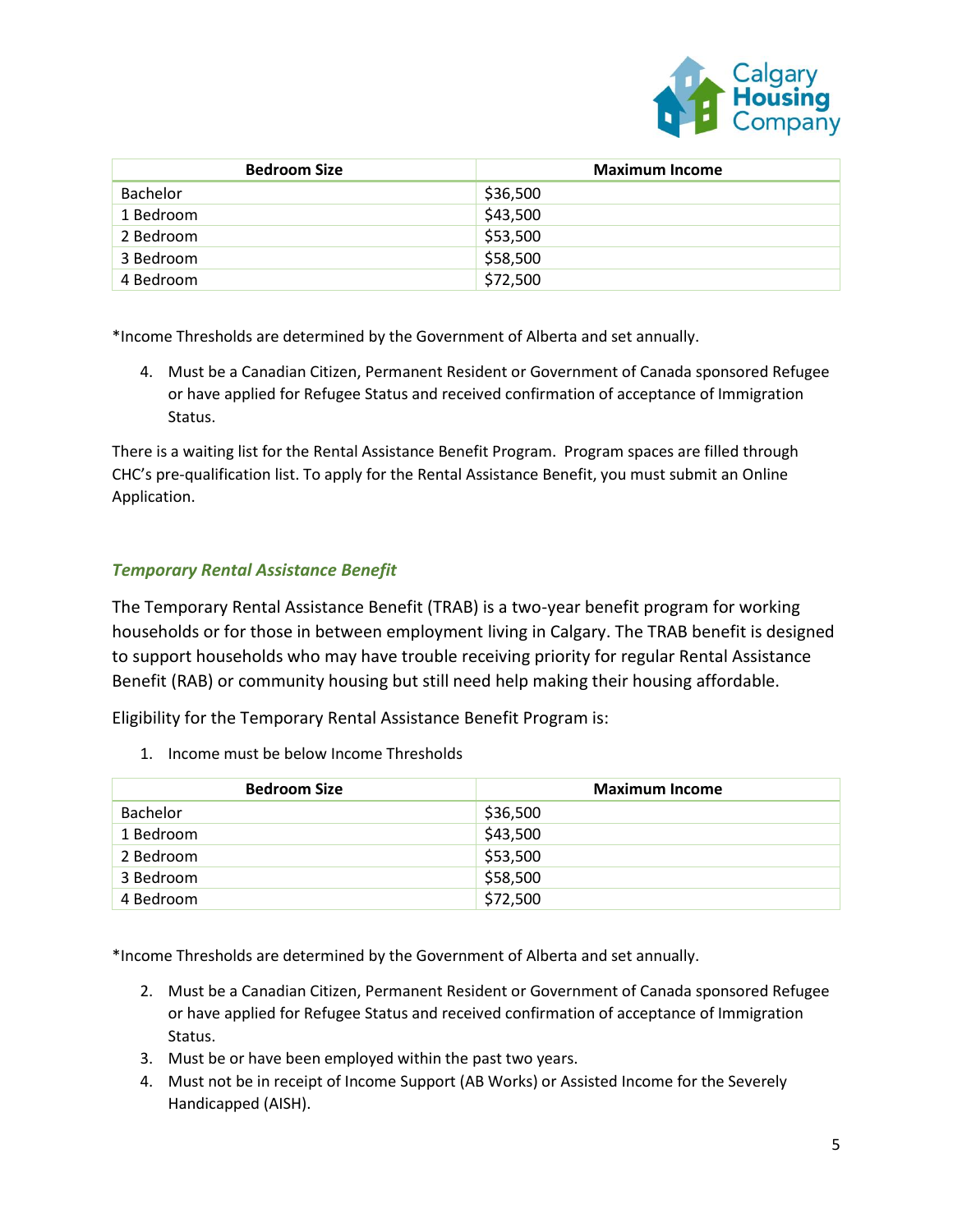| Bedroom Size | Maximum Income |
| --- | --- |
| Bachelor | $36,500 |
| 1 Bedroom | $43,500 |
| 2 Bedroom | $53,500 |
| 3 Bedroom | $58,500 |
| 4 Bedroom | $72,500 |

*Income Thresholds are determined by the Government of Alberta and set annually.

4. Must be a Canadian Citizen, Permanent Resident or Government of Canada sponsored Refugee or have applied for Refugee Status and received confirmation of acceptance of Immigration Status.

There is a waiting list for the Rental Assistance Benefit Program. Program spaces are filled through CHC's pre-qualification list. To apply for the Rental Assistance Benefit, you must submit an Online Application.

### *Temporary Rental Assistance Benefit*

The Temporary Rental Assistance Benefit (TRAB) is a two-year benefit program for working households or for those in between employment living in Calgary. The TRAB benefit is designed to support households who may have trouble receiving priority for regular Rental Assistance Benefit (RAB) or community housing but still need help making their housing affordable.

Eligibility for the Temporary Rental Assistance Benefit Program is:

1. Income must be below Income Thresholds

| Bedroom Size | Maximum Income |
| --- | --- |
| Bachelor | $36,500 |
| 1 Bedroom | $43,500 |
| 2 Bedroom | $53,500 |
| 3 Bedroom | $58,500 |
| 4 Bedroom | $72,500 |

*Income Thresholds are determined by the Government of Alberta and set annually.

2. Must be a Canadian Citizen, Permanent Resident or Government of Canada sponsored Refugee or have applied for Refugee Status and received confirmation of acceptance of Immigration Status.
3. Must be or have been employed within the past two years.
4. Must not be in receipt of Income Support (AB Works) or Assisted Income for the Severely Handicapped (AISH).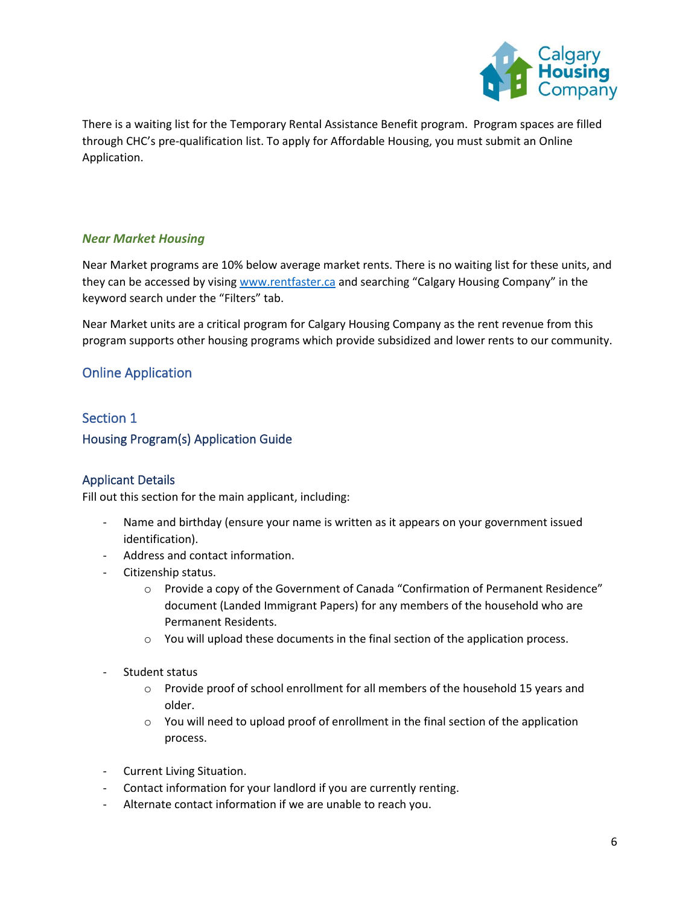There is a waiting list for the Temporary Rental Assistance Benefit program. Program spaces are filled through CHC's pre-qualification list. To apply for Affordable Housing, you must submit an Online Application.

### *Near Market Housing*

Near Market programs are 10% below average market rents. There is no waiting list for these units, and they can be accessed by vising [www.rentfaster.ca](http://www.rentfaster.ca) and searching "Calgary Housing Company" in the keyword search under the "Filters" tab.

Near Market units are a critical program for Calgary Housing Company as the rent revenue from this program supports other housing programs which provide subsidized and lower rents to our community.

## Online Application

## Section 1

## Housing Program(s) Application Guide

### Applicant Details

Fill out this section for the main applicant, including:

- Name and birthday (ensure your name is written as it appears on your government issued identification).
- Address and contact information.
- Citizenship status.
  - Provide a copy of the Government of Canada "Confirmation of Permanent Residence" document (Landed Immigrant Papers) for any members of the household who are Permanent Residents.
  - You will upload these documents in the final section of the application process.
- Student status
  - Provide proof of school enrollment for all members of the household 15 years and older.
  - You will need to upload proof of enrollment in the final section of the application process.
- Current Living Situation.
- Contact information for your landlord if you are currently renting.
- Alternate contact information if we are unable to reach you.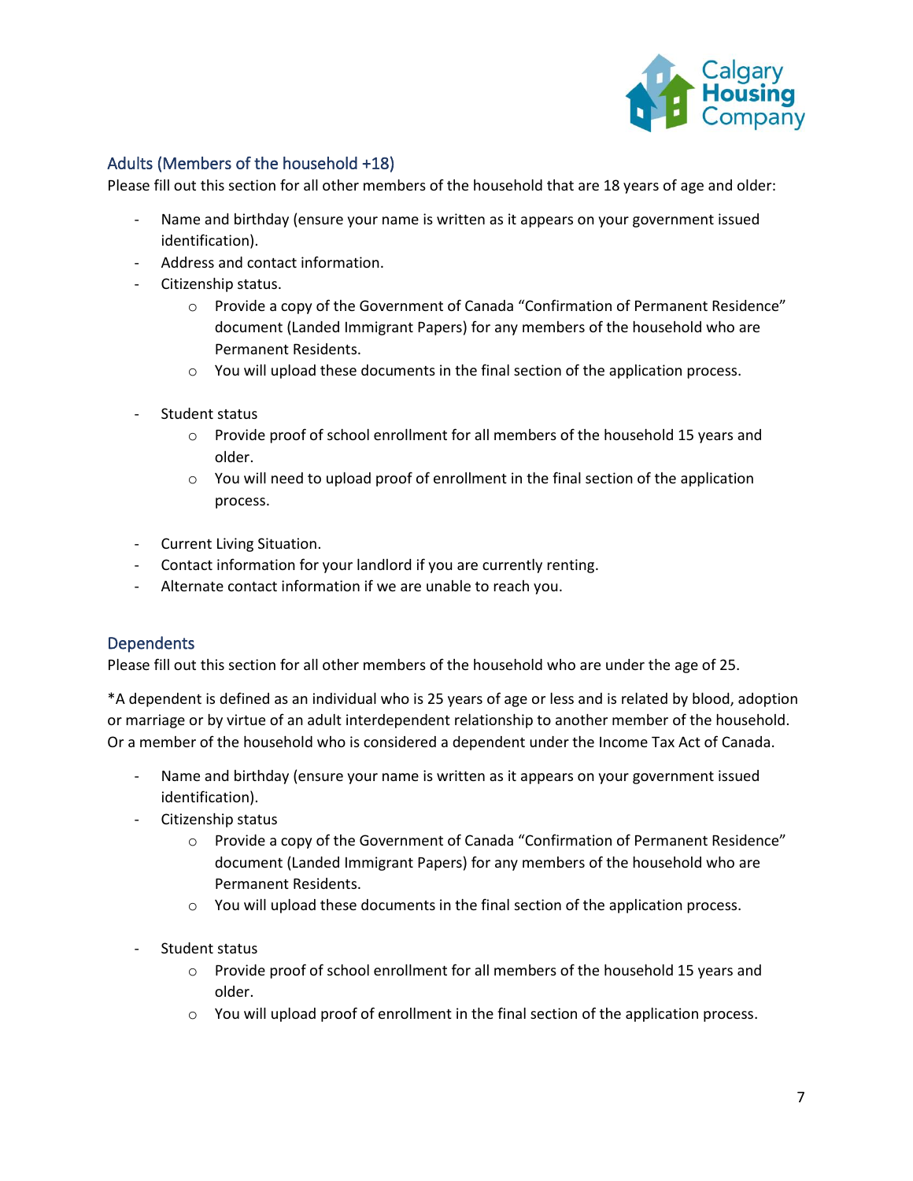## Adults (Members of the household +18)

Please fill out this section for all other members of the household that are 18 years of age and older:

- Name and birthday (ensure your name is written as it appears on your government issued identification).
- Address and contact information.
- Citizenship status.
  - Provide a copy of the Government of Canada "Confirmation of Permanent Residence" document (Landed Immigrant Papers) for any members of the household who are Permanent Residents.
  - You will upload these documents in the final section of the application process.
- Student status
  - Provide proof of school enrollment for all members of the household 15 years and older.
  - You will need to upload proof of enrollment in the final section of the application process.
- Current Living Situation.
- Contact information for your landlord if you are currently renting.
- Alternate contact information if we are unable to reach you.

## Dependents

Please fill out this section for all other members of the household who are under the age of 25.

*A dependent is defined as an individual who is 25 years of age or less and is related by blood, adoption or marriage or by virtue of an adult interdependent relationship to another member of the household. Or a member of the household who is considered a dependent under the Income Tax Act of Canada.

- Name and birthday (ensure your name is written as it appears on your government issued identification).
- Citizenship status
  - Provide a copy of the Government of Canada "Confirmation of Permanent Residence" document (Landed Immigrant Papers) for any members of the household who are Permanent Residents.
  - You will upload these documents in the final section of the application process.
- Student status
  - Provide proof of school enrollment for all members of the household 15 years and older.
  - You will upload proof of enrollment in the final section of the application process.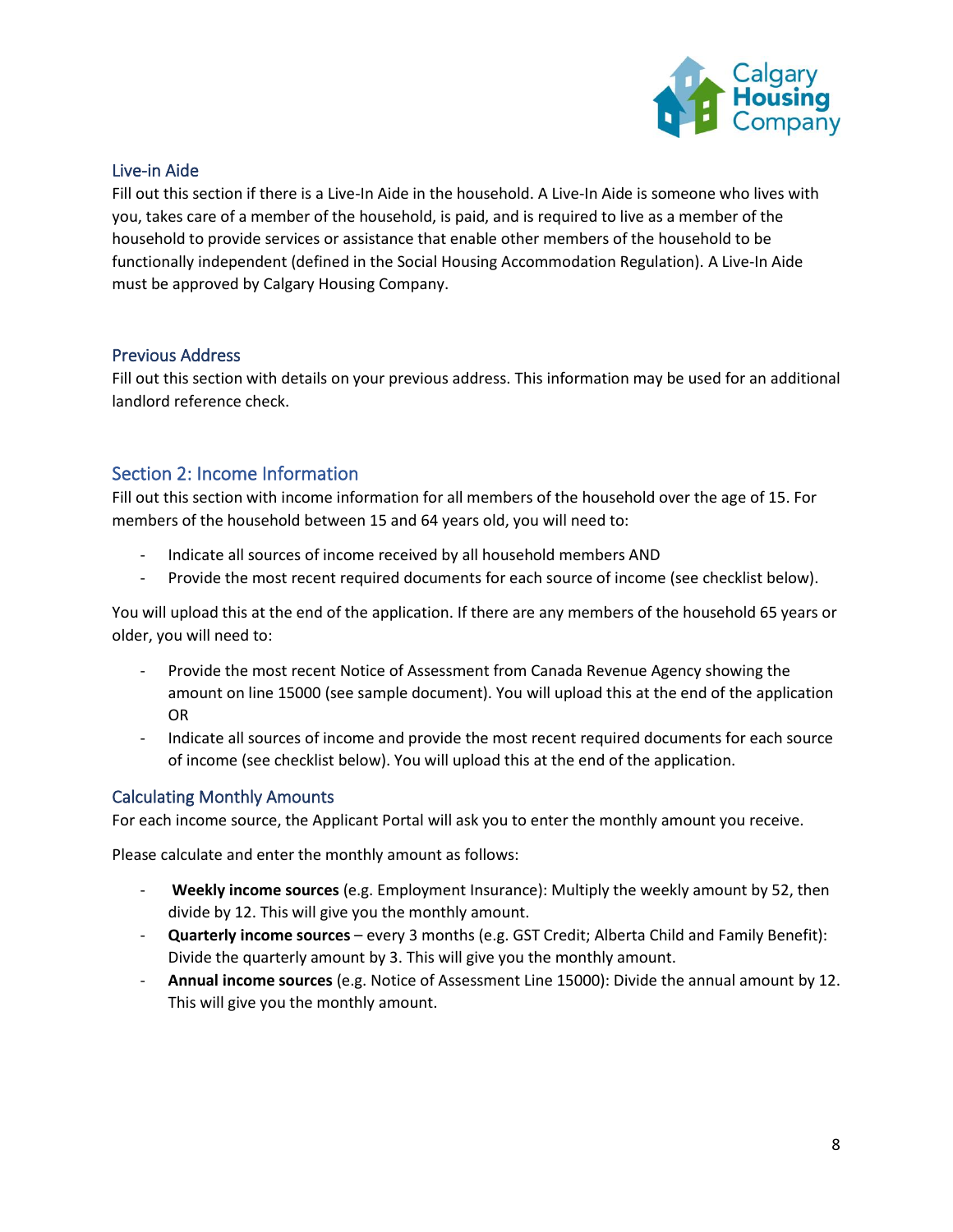### Live-in Aide

Fill out this section if there is a Live-In Aide in the household. A Live-In Aide is someone who lives with you, takes care of a member of the household, is paid, and is required to live as a member of the household to provide services or assistance that enable other members of the household to be functionally independent (defined in the Social Housing Accommodation Regulation). A Live-In Aide must be approved by Calgary Housing Company.

### Previous Address

Fill out this section with details on your previous address. This information may be used for an additional landlord reference check.

## Section 2: Income Information

Fill out this section with income information for all members of the household over the age of 15. For members of the household between 15 and 64 years old, you will need to:

- Indicate all sources of income received by all household members AND
- Provide the most recent required documents for each source of income (see checklist below).

You will upload this at the end of the application. If there are any members of the household 65 years or older, you will need to:

- Provide the most recent Notice of Assessment from Canada Revenue Agency showing the amount on line 15000 (see sample document). You will upload this at the end of the application OR
- Indicate all sources of income and provide the most recent required documents for each source of income (see checklist below). You will upload this at the end of the application.

### Calculating Monthly Amounts

For each income source, the Applicant Portal will ask you to enter the monthly amount you receive.

Please calculate and enter the monthly amount as follows:

- **Weekly income sources** (e.g. Employment Insurance): Multiply the weekly amount by 52, then divide by 12. This will give you the monthly amount.
- **Quarterly income sources** – every 3 months (e.g. GST Credit; Alberta Child and Family Benefit): Divide the quarterly amount by 3. This will give you the monthly amount.
- **Annual income sources** (e.g. Notice of Assessment Line 15000): Divide the annual amount by 12. This will give you the monthly amount.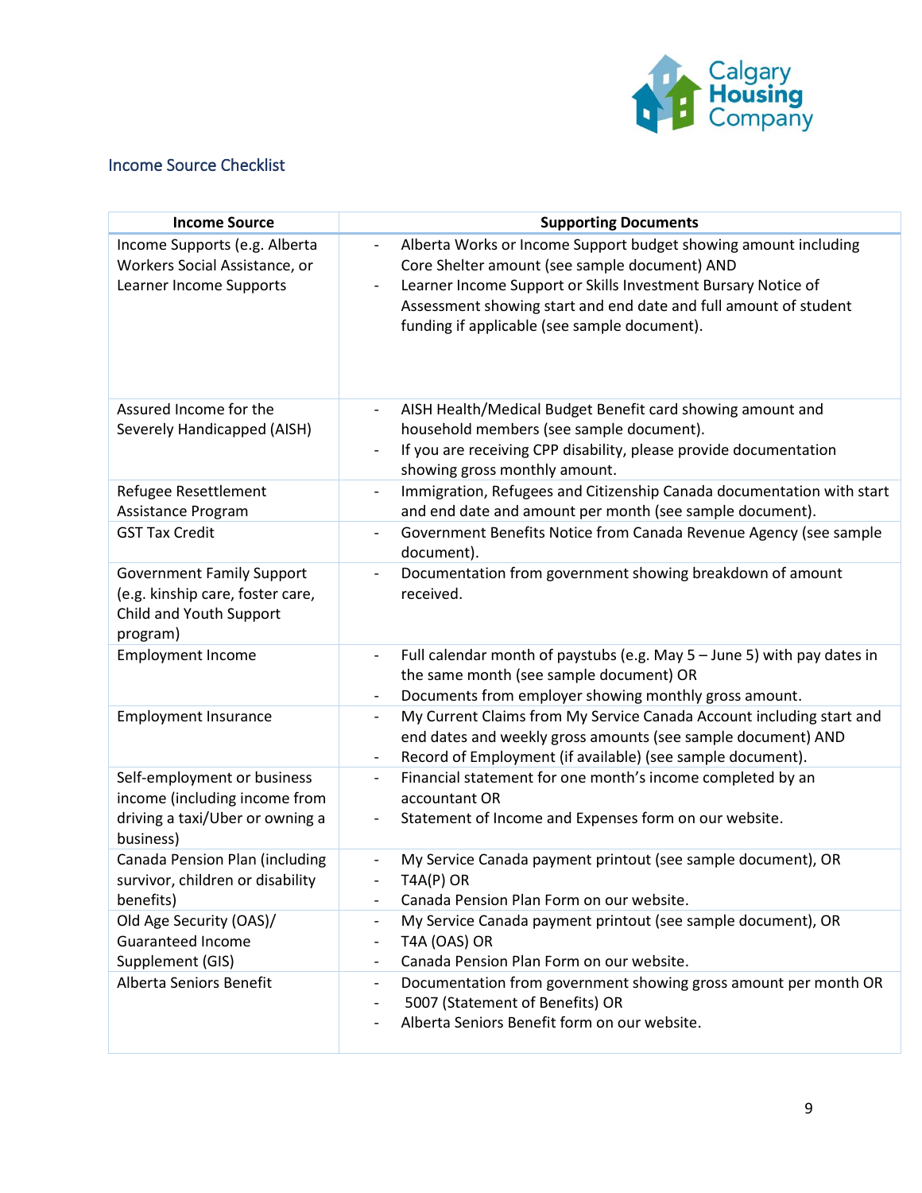## Income Source Checklist

| Income Source | Supporting Documents |
|---|---|
| Income Supports (e.g. Alberta Workers Social Assistance, or Learner Income Supports | - Alberta Works or Income Support budget showing amount including Core Shelter amount (see sample document) AND<br>- Learner Income Support or Skills Investment Bursary Notice of Assessment showing start and end date and full amount of student funding if applicable (see sample document). |
| Assured Income for the Severely Handicapped (AISH) | - AISH Health/Medical Budget Benefit card showing amount and household members (see sample document).<br>- If you are receiving CPP disability, please provide documentation showing gross monthly amount. |
| Refugee Resettlement Assistance Program | - Immigration, Refugees and Citizenship Canada documentation with start and end date and amount per month (see sample document). |
| GST Tax Credit | - Government Benefits Notice from Canada Revenue Agency (see sample document). |
| Government Family Support (e.g. kinship care, foster care, Child and Youth Support program) | - Documentation from government showing breakdown of amount received. |
| Employment Income | - Full calendar month of paystubs (e.g. May 5 – June 5) with pay dates in the same month (see sample document) OR<br>- Documents from employer showing monthly gross amount. |
| Employment Insurance | - My Current Claims from My Service Canada Account including start and end dates and weekly gross amounts (see sample document) AND<br>- Record of Employment (if available) (see sample document). |
| Self-employment or business income (including income from driving a taxi/Uber or owning a business) | - Financial statement for one month's income completed by an accountant OR<br>- Statement of Income and Expenses form on our website. |
| Canada Pension Plan (including survivor, children or disability benefits) | - My Service Canada payment printout (see sample document), OR<br>- T4A(P) OR<br>- Canada Pension Plan Form on our website. |
| Old Age Security (OAS)/ Guaranteed Income Supplement (GIS) | - My Service Canada payment printout (see sample document), OR<br>- T4A (OAS) OR<br>- Canada Pension Plan Form on our website. |
| Alberta Seniors Benefit | - Documentation from government showing gross amount per month OR<br>- 5007 (Statement of Benefits) OR<br>- Alberta Seniors Benefit form on our website. |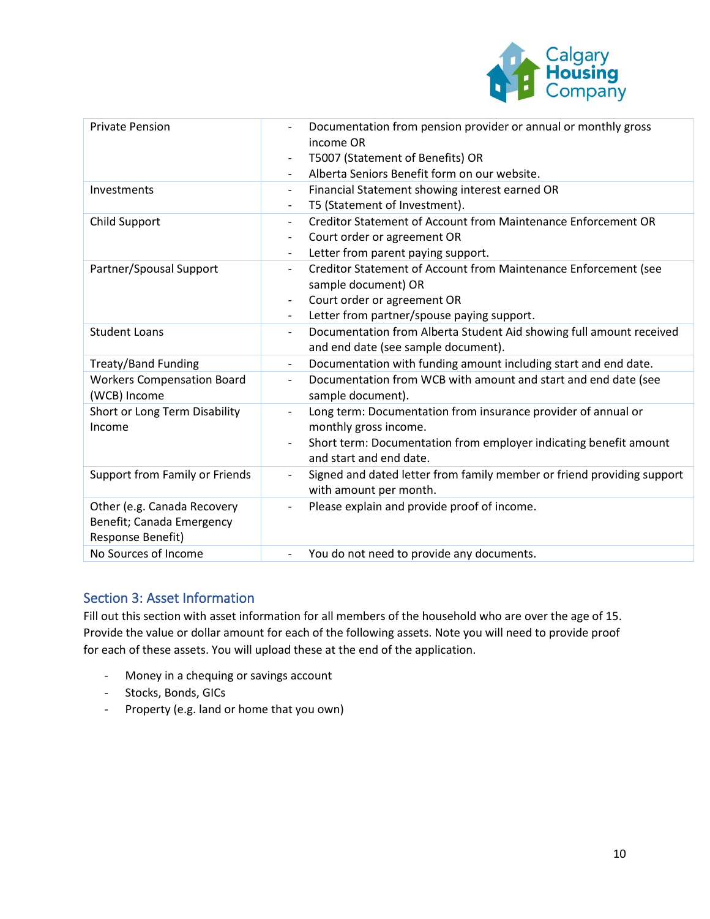| Private Pension | - Documentation from pension provider or annual or monthly gross income OR<br>- T5007 (Statement of Benefits) OR<br>- Alberta Seniors Benefit form on our website. |
|---|---|
| Investments | - Financial Statement showing interest earned OR<br>- T5 (Statement of Investment). |
| Child Support | - Creditor Statement of Account from Maintenance Enforcement OR<br>- Court order or agreement OR<br>- Letter from parent paying support. |
| Partner/Spousal Support | - Creditor Statement of Account from Maintenance Enforcement (see sample document) OR<br>- Court order or agreement OR<br>- Letter from partner/spouse paying support. |
| Student Loans | - Documentation from Alberta Student Aid showing full amount received and end date (see sample document). |
| Treaty/Band Funding | - Documentation with funding amount including start and end date. |
| Workers Compensation Board (WCB) Income | - Documentation from WCB with amount and start and end date (see sample document). |
| Short or Long Term Disability Income | - Long term: Documentation from insurance provider of annual or monthly gross income.<br>- Short term: Documentation from employer indicating benefit amount and start and end date. |
| Support from Family or Friends | - Signed and dated letter from family member or friend providing support with amount per month. |
| Other (e.g. Canada Recovery Benefit; Canada Emergency Response Benefit) | - Please explain and provide proof of income. |
| No Sources of Income | - You do not need to provide any documents. |

## Section 3: Asset Information

Fill out this section with asset information for all members of the household who are over the age of 15. Provide the value or dollar amount for each of the following assets. Note you will need to provide proof for each of these assets. You will upload these at the end of the application.

- Money in a chequing or savings account
- Stocks, Bonds, GICs
- Property (e.g. land or home that you own)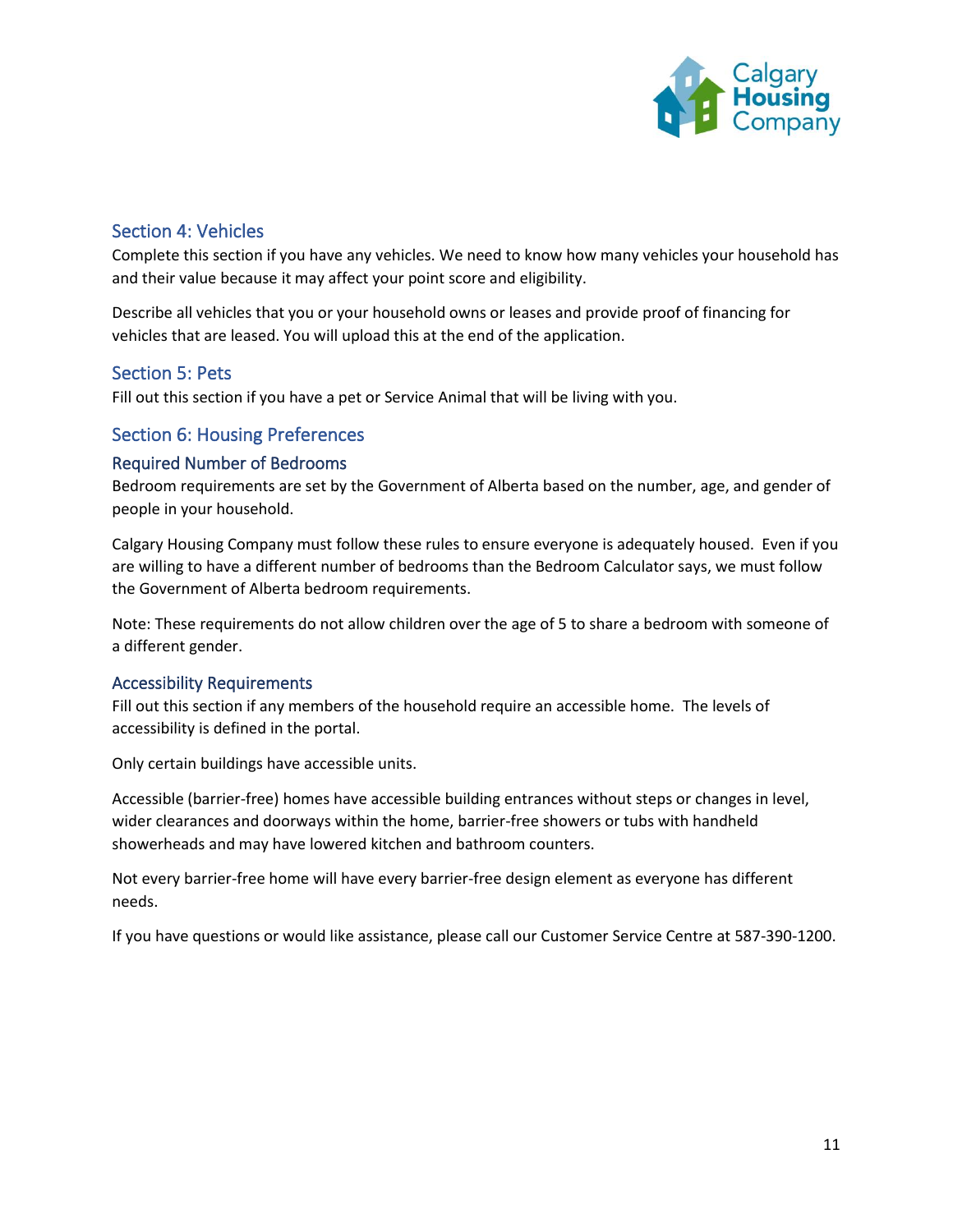## Section 4: Vehicles

Complete this section if you have any vehicles. We need to know how many vehicles your household has and their value because it may affect your point score and eligibility.

Describe all vehicles that you or your household owns or leases and provide proof of financing for vehicles that are leased. You will upload this at the end of the application.

## Section 5: Pets

Fill out this section if you have a pet or Service Animal that will be living with you.

## Section 6: Housing Preferences

### Required Number of Bedrooms

Bedroom requirements are set by the Government of Alberta based on the number, age, and gender of people in your household.

Calgary Housing Company must follow these rules to ensure everyone is adequately housed. Even if you are willing to have a different number of bedrooms than the Bedroom Calculator says, we must follow the Government of Alberta bedroom requirements.

Note: These requirements do not allow children over the age of 5 to share a bedroom with someone of a different gender.

### Accessibility Requirements

Fill out this section if any members of the household require an accessible home. The levels of accessibility is defined in the portal.

Only certain buildings have accessible units.

Accessible (barrier-free) homes have accessible building entrances without steps or changes in level, wider clearances and doorways within the home, barrier-free showers or tubs with handheld showerheads and may have lowered kitchen and bathroom counters.

Not every barrier-free home will have every barrier-free design element as everyone has different needs.

If you have questions or would like assistance, please call our Customer Service Centre at 587-390-1200.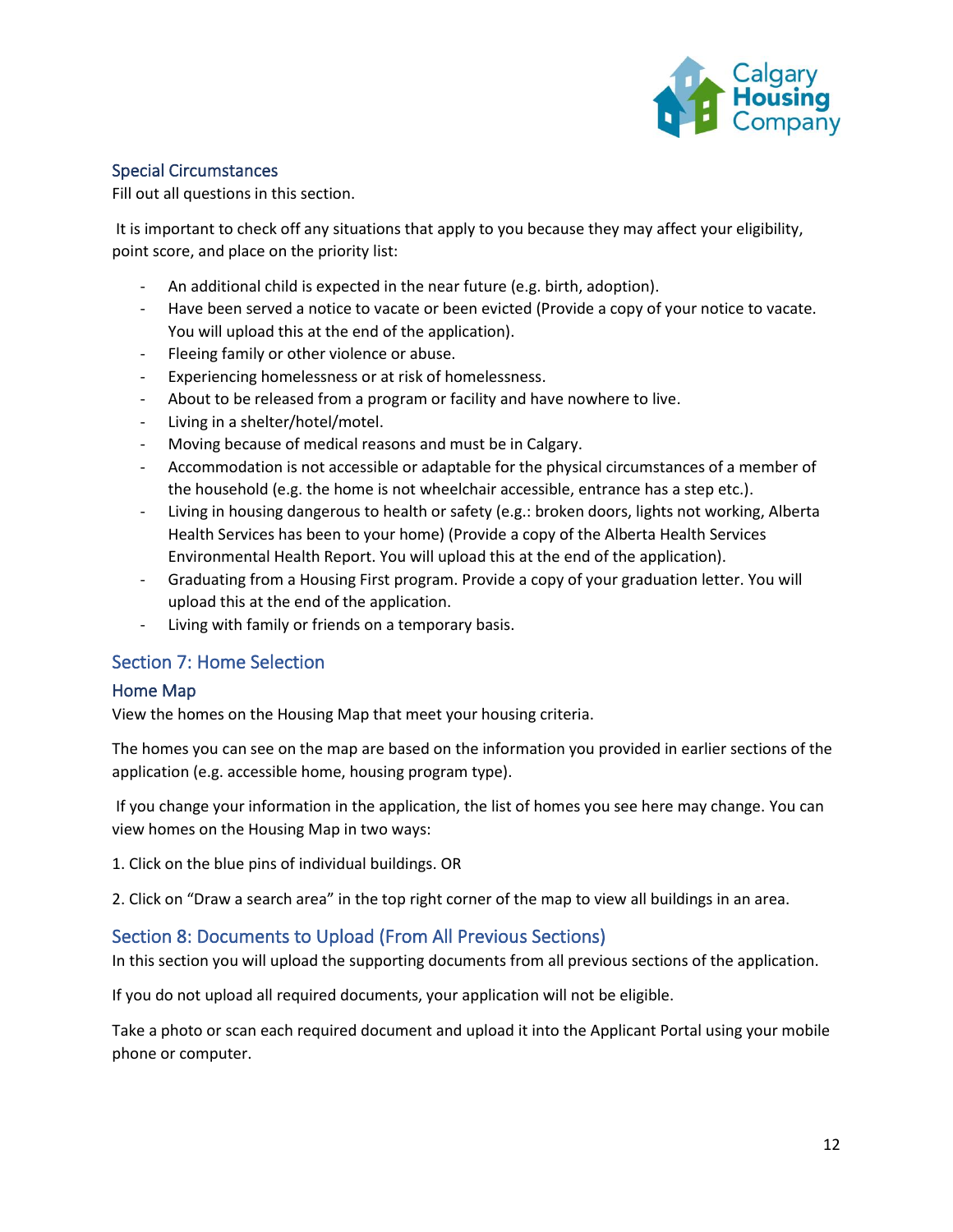### Special Circumstances

Fill out all questions in this section.

It is important to check off any situations that apply to you because they may affect your eligibility, point score, and place on the priority list:

- An additional child is expected in the near future (e.g. birth, adoption).
- Have been served a notice to vacate or been evicted (Provide a copy of your notice to vacate. You will upload this at the end of the application).
- Fleeing family or other violence or abuse.
- Experiencing homelessness or at risk of homelessness.
- About to be released from a program or facility and have nowhere to live.
- Living in a shelter/hotel/motel.
- Moving because of medical reasons and must be in Calgary.
- Accommodation is not accessible or adaptable for the physical circumstances of a member of the household (e.g. the home is not wheelchair accessible, entrance has a step etc.).
- Living in housing dangerous to health or safety (e.g.: broken doors, lights not working, Alberta Health Services has been to your home) (Provide a copy of the Alberta Health Services Environmental Health Report. You will upload this at the end of the application).
- Graduating from a Housing First program. Provide a copy of your graduation letter. You will upload this at the end of the application.
- Living with family or friends on a temporary basis.

## Section 7: Home Selection

### Home Map

View the homes on the Housing Map that meet your housing criteria.

The homes you can see on the map are based on the information you provided in earlier sections of the application (e.g. accessible home, housing program type).

If you change your information in the application, the list of homes you see here may change. You can view homes on the Housing Map in two ways:

1. Click on the blue pins of individual buildings. OR

2. Click on "Draw a search area" in the top right corner of the map to view all buildings in an area.

## Section 8: Documents to Upload (From All Previous Sections)

In this section you will upload the supporting documents from all previous sections of the application.

If you do not upload all required documents, your application will not be eligible.

Take a photo or scan each required document and upload it into the Applicant Portal using your mobile phone or computer.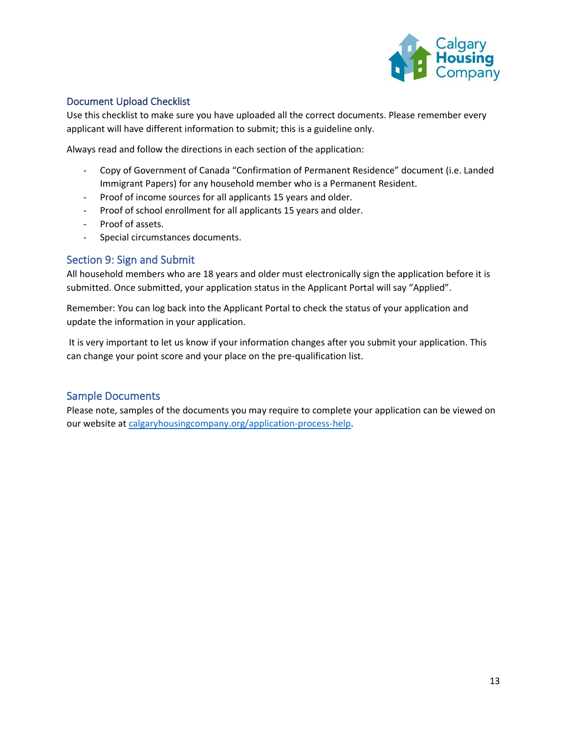## Document Upload Checklist

Use this checklist to make sure you have uploaded all the correct documents. Please remember every applicant will have different information to submit; this is a guideline only.

Always read and follow the directions in each section of the application:

- Copy of Government of Canada "Confirmation of Permanent Residence" document (i.e. Landed Immigrant Papers) for any household member who is a Permanent Resident.
- Proof of income sources for all applicants 15 years and older.
- Proof of school enrollment for all applicants 15 years and older.
- Proof of assets.
- Special circumstances documents.

## Section 9: Sign and Submit

All household members who are 18 years and older must electronically sign the application before it is submitted. Once submitted, your application status in the Applicant Portal will say "Applied".

Remember: You can log back into the Applicant Portal to check the status of your application and update the information in your application.

It is very important to let us know if your information changes after you submit your application. This can change your point score and your place on the pre-qualification list.

## Sample Documents

Please note, samples of the documents you may require to complete your application can be viewed on our website at [calgaryhousingcompany.org/application-process-help](calgaryhousingcompany.org/application-process-help).